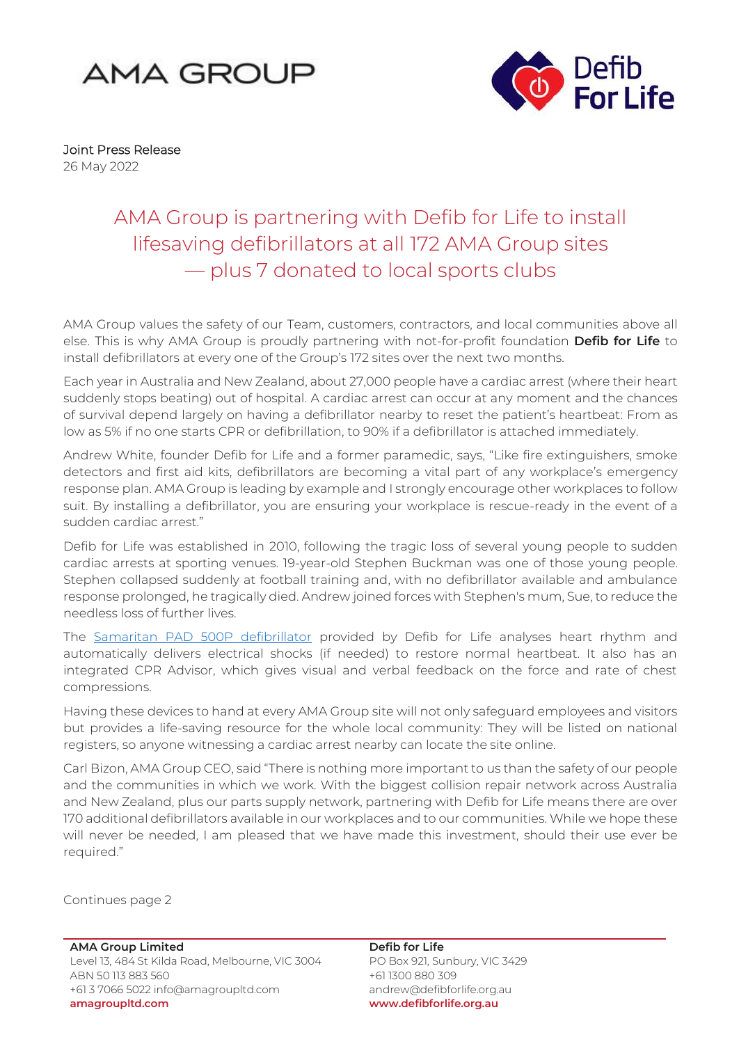AMA GROUP

Defib For Life

Joint Press Release
26 May 2022

# AMA Group is partnering with Defib for Life to install lifesaving defibrillators at all 172 AMA Group sites — plus 7 donated to local sports clubs

AMA Group values the safety of our Team, customers, contractors, and local communities above all else. This is why AMA Group is proudly partnering with not-for-profit foundation **Defib for Life** to install defibrillators at every one of the Group's 172 sites over the next two months.

Each year in Australia and New Zealand, about 27,000 people have a cardiac arrest (where their heart suddenly stops beating) out of hospital. A cardiac arrest can occur at any moment and the chances of survival depend largely on having a defibrillator nearby to reset the patient's heartbeat: From as low as 5% if no one starts CPR or defibrillation, to 90% if a defibrillator is attached immediately.

Andrew White, founder Defib for Life and a former paramedic, says, "Like fire extinguishers, smoke detectors and first aid kits, defibrillators are becoming a vital part of any workplace's emergency response plan. AMA Group is leading by example and I strongly encourage other workplaces to follow suit. By installing a defibrillator, you are ensuring your workplace is rescue-ready in the event of a sudden cardiac arrest."

Defib for Life was established in 2010, following the tragic loss of several young people to sudden cardiac arrests at sporting venues. 19-year-old Stephen Buckman was one of those young people. Stephen collapsed suddenly at football training and, with no defibrillator available and ambulance response prolonged, he tragically died. Andrew joined forces with Stephen's mum, Sue, to reduce the needless loss of further lives.

The Samaritan PAD 500P defibrillator provided by Defib for Life analyses heart rhythm and automatically delivers electrical shocks (if needed) to restore normal heartbeat. It also has an integrated CPR Advisor, which gives visual and verbal feedback on the force and rate of chest compressions.

Having these devices to hand at every AMA Group site will not only safeguard employees and visitors but provides a life-saving resource for the whole local community: They will be listed on national registers, so anyone witnessing a cardiac arrest nearby can locate the site online.

Carl Bizon, AMA Group CEO, said "There is nothing more important to us than the safety of our people and the communities in which we work. With the biggest collision repair network across Australia and New Zealand, plus our parts supply network, partnering with Defib for Life means there are over 170 additional defibrillators available in our workplaces and to our communities. While we hope these will never be needed, I am pleased that we have made this investment, should their use ever be required."

Continues page 2

**AMA Group Limited**
Level 13, 484 St Kilda Road, Melbourne, VIC 3004
ABN 50 113 883 560
+61 3 7066 5022 info@amagroupltd.com
**amagroupltd.com**

**Defib for Life**
PO Box 921, Sunbury, VIC 3429
+61 1300 880 309
andrew@defibforlife.org.au
**www.defibforlife.org.au**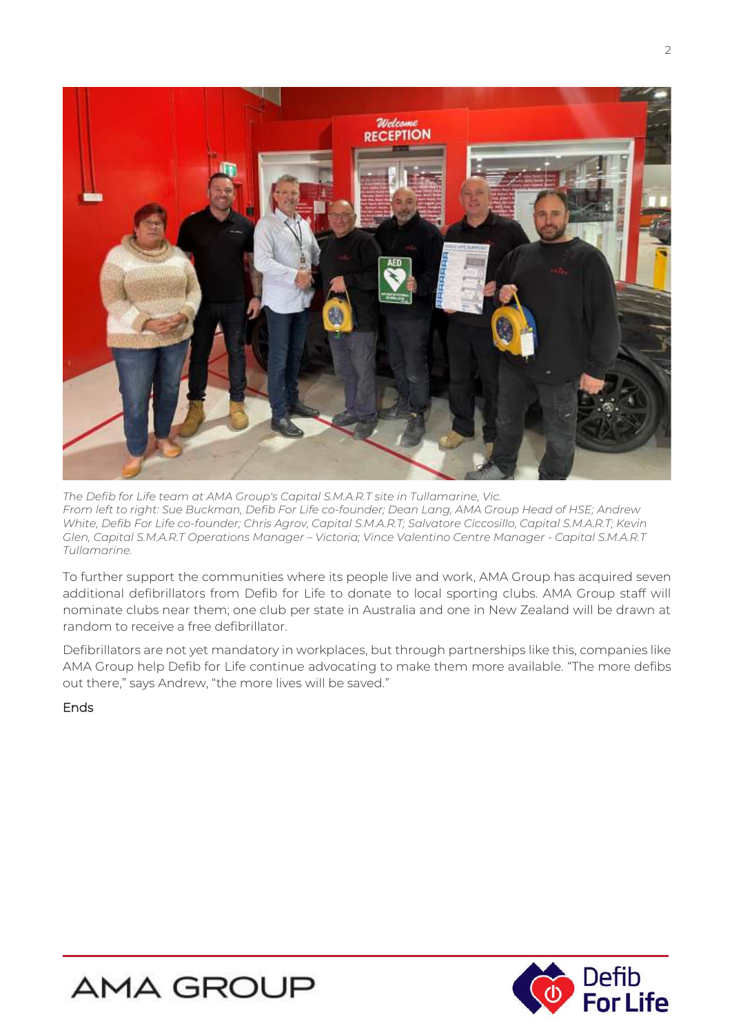*The Defib for Life team at AMA Group's Capital S.M.A.R.T site in Tullamarine, Vic.*
*From left to right: Sue Buckman, Defib For Life co-founder; Dean Lang, AMA Group Head of HSE; Andrew White, Defib For Life co-founder; Chris Agrov, Capital S.M.A.R.T; Salvatore Ciccosillo, Capital S.M.A.R.T; Kevin Glen, Capital S.M.A.R.T Operations Manager – Victoria; Vince Valentino Centre Manager - Capital S.M.A.R.T Tullamarine.*

To further support the communities where its people live and work, AMA Group has acquired seven additional defibrillators from Defib for Life to donate to local sporting clubs. AMA Group staff will nominate clubs near them; one club per state in Australia and one in New Zealand will be drawn at random to receive a free defibrillator.

Defibrillators are not yet mandatory in workplaces, but through partnerships like this, companies like AMA Group help Defib for Life continue advocating to make them more available. "The more defibs out there," says Andrew, "the more lives will be saved."

Ends